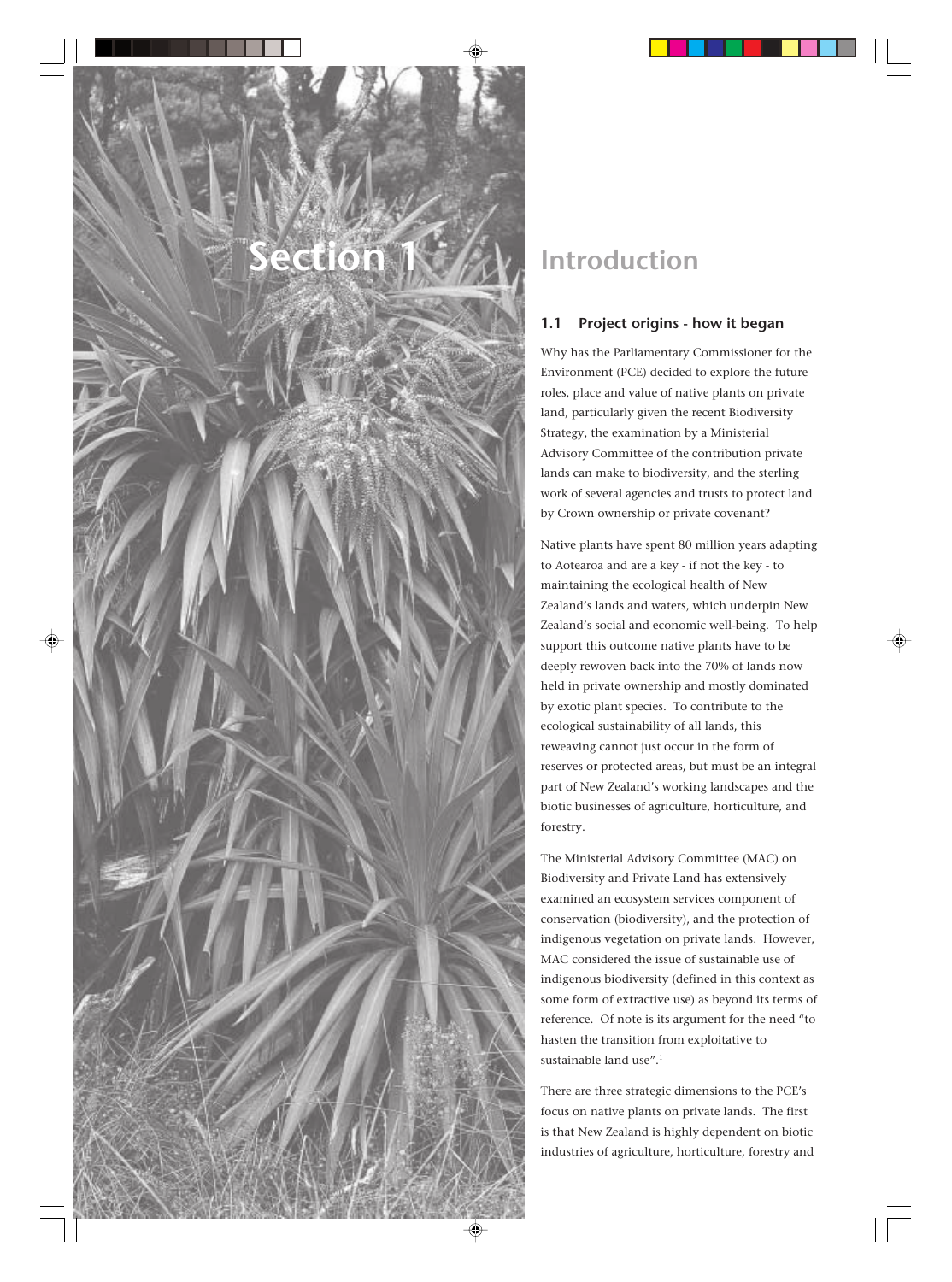# Section 1

# Introduction

## 1.1 Project origins - how it began

Why has the Parliamentary Commissioner for the Environment (PCE) decided to explore the future roles, place and value of native plants on private land, particularly given the recent Biodiversity Strategy, the examination by a Ministerial Advisory Committee of the contribution private lands can make to biodiversity, and the sterling work of several agencies and trusts to protect land by Crown ownership or private covenant?

Native plants have spent 80 million years adapting to Aotearoa and are a key - if not the key - to maintaining the ecological health of New Zealand's lands and waters, which underpin New Zealand's social and economic well-being. To help support this outcome native plants have to be deeply rewoven back into the 70% of lands now held in private ownership and mostly dominated by exotic plant species. To contribute to the ecological sustainability of all lands, this reweaving cannot just occur in the form of reserves or protected areas, but must be an integral part of New Zealand's working landscapes and the biotic businesses of agriculture, horticulture, and forestry.

The Ministerial Advisory Committee (MAC) on Biodiversity and Private Land has extensively examined an ecosystem services component of conservation (biodiversity), and the protection of indigenous vegetation on private lands. However, MAC considered the issue of sustainable use of indigenous biodiversity (defined in this context as some form of extractive use) as beyond its terms of reference. Of note is its argument for the need "to hasten the transition from exploitative to sustainable land use".[1]

There are three strategic dimensions to the PCE's focus on native plants on private lands. The first is that New Zealand is highly dependent on biotic industries of agriculture, horticulture, forestry and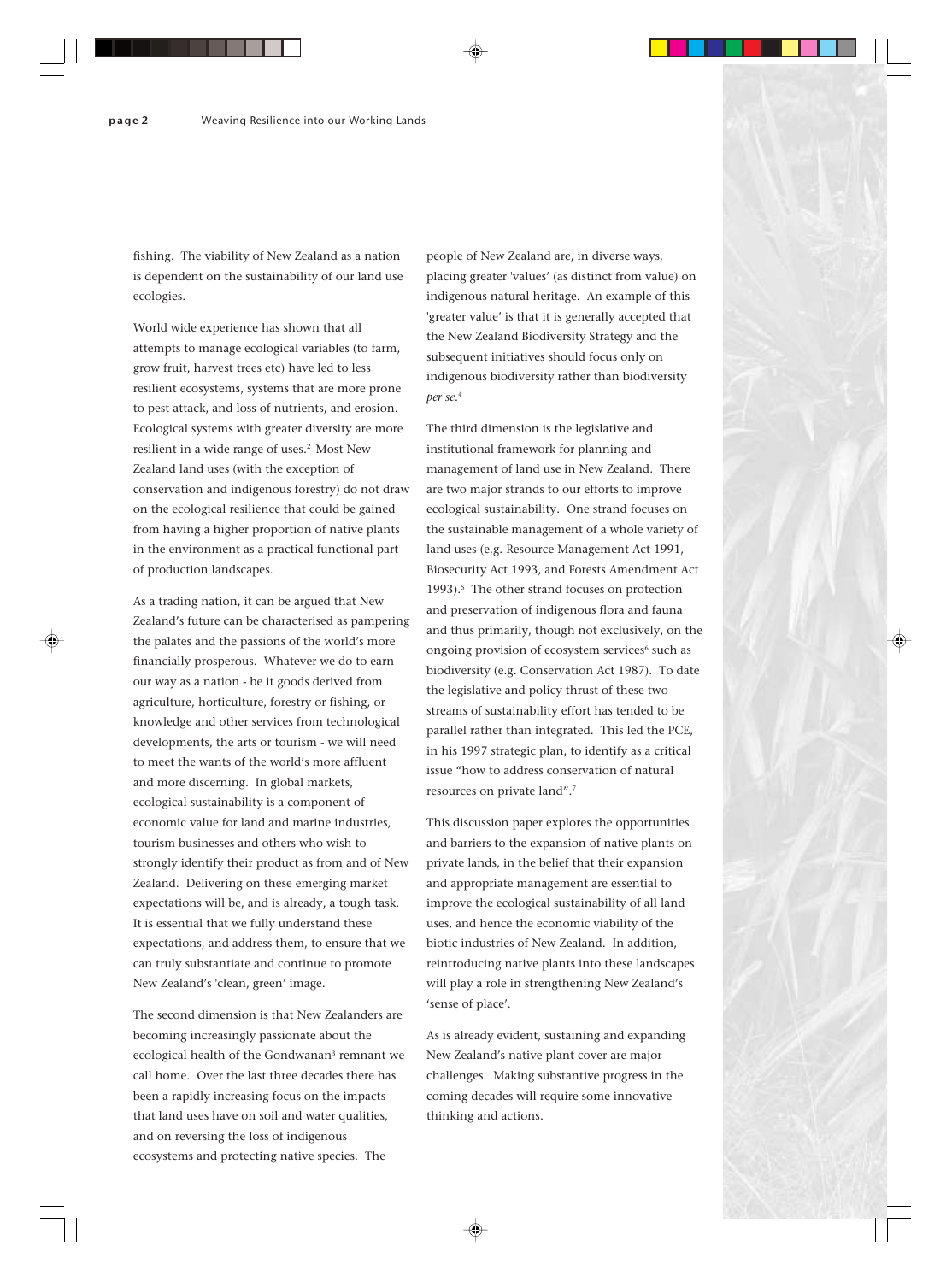fishing. The viability of New Zealand as a nation is dependent on the sustainability of our land use ecologies.

World wide experience has shown that all attempts to manage ecological variables (to farm, grow fruit, harvest trees etc) have led to less resilient ecosystems, systems that are more prone to pest attack, and loss of nutrients, and erosion. Ecological systems with greater diversity are more resilient in a wide range of uses.[2] Most New Zealand land uses (with the exception of conservation and indigenous forestry) do not draw on the ecological resilience that could be gained from having a higher proportion of native plants in the environment as a practical functional part of production landscapes.

As a trading nation, it can be argued that New Zealand's future can be characterised as pampering the palates and the passions of the world's more financially prosperous. Whatever we do to earn our way as a nation - be it goods derived from agriculture, horticulture, forestry or fishing, or knowledge and other services from technological developments, the arts or tourism - we will need to meet the wants of the world's more affluent and more discerning. In global markets, ecological sustainability is a component of economic value for land and marine industries, tourism businesses and others who wish to strongly identify their product as from and of New Zealand. Delivering on these emerging market expectations will be, and is already, a tough task. It is essential that we fully understand these expectations, and address them, to ensure that we can truly substantiate and continue to promote New Zealand's 'clean, green' image.

The second dimension is that New Zealanders are becoming increasingly passionate about the ecological health of the Gondwanan[3] remnant we call home. Over the last three decades there has been a rapidly increasing focus on the impacts that land uses have on soil and water qualities, and on reversing the loss of indigenous ecosystems and protecting native species. The people of New Zealand are, in diverse ways, placing greater 'values' (as distinct from value) on indigenous natural heritage. An example of this 'greater value' is that it is generally accepted that the New Zealand Biodiversity Strategy and the subsequent initiatives should focus only on indigenous biodiversity rather than biodiversity *per se*.[4]

The third dimension is the legislative and institutional framework for planning and management of land use in New Zealand. There are two major strands to our efforts to improve ecological sustainability. One strand focuses on the sustainable management of a whole variety of land uses (e.g. Resource Management Act 1991, Biosecurity Act 1993, and Forests Amendment Act 1993).[5] The other strand focuses on protection and preservation of indigenous flora and fauna and thus primarily, though not exclusively, on the ongoing provision of ecosystem services[6] such as biodiversity (e.g. Conservation Act 1987). To date the legislative and policy thrust of these two streams of sustainability effort has tended to be parallel rather than integrated. This led the PCE, in his 1997 strategic plan, to identify as a critical issue "how to address conservation of natural resources on private land".[7]

This discussion paper explores the opportunities and barriers to the expansion of native plants on private lands, in the belief that their expansion and appropriate management are essential to improve the ecological sustainability of all land uses, and hence the economic viability of the biotic industries of New Zealand. In addition, reintroducing native plants into these landscapes will play a role in strengthening New Zealand's 'sense of place'.

As is already evident, sustaining and expanding New Zealand's native plant cover are major challenges. Making substantive progress in the coming decades will require some innovative thinking and actions.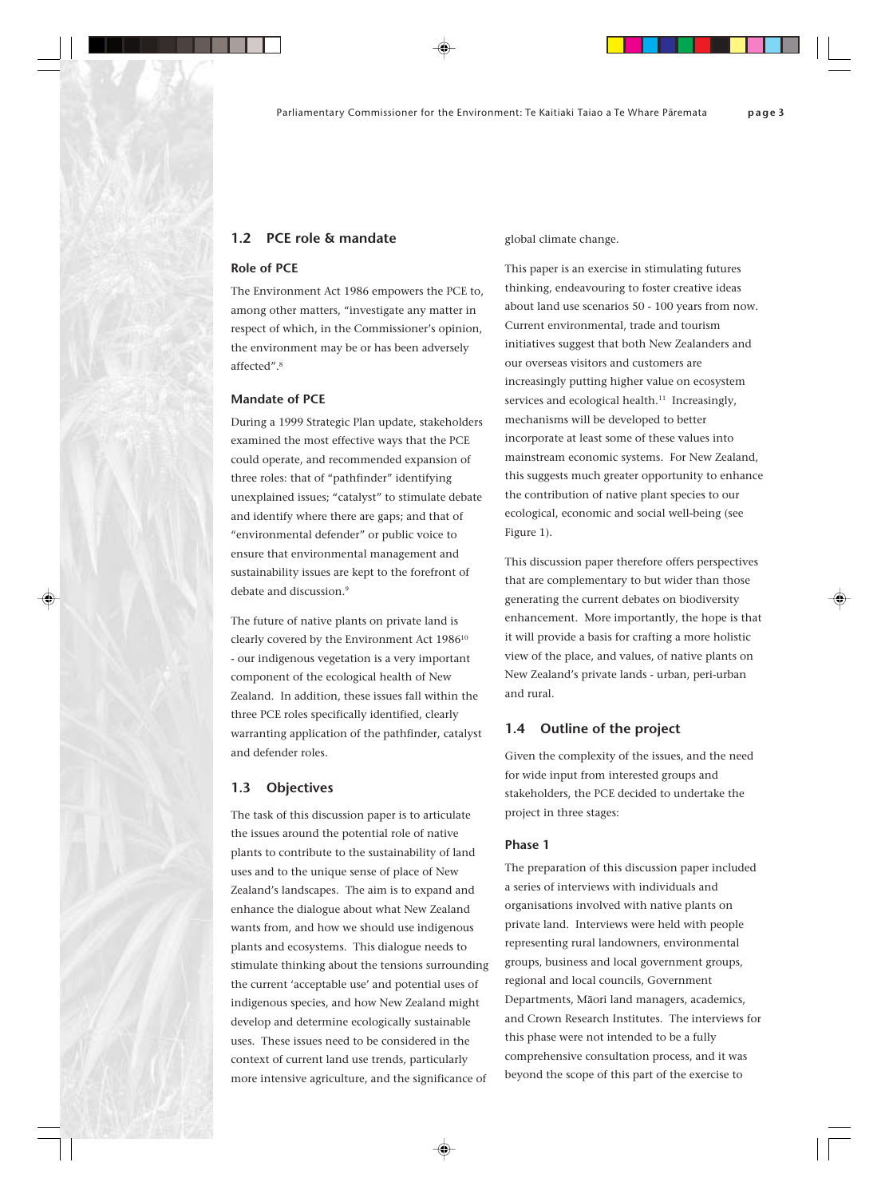## 1.2 PCE role & mandate

### Role of PCE

The Environment Act 1986 empowers the PCE to, among other matters, "investigate any matter in respect of which, in the Commissioner's opinion, the environment may be or has been adversely affected".[8]

### Mandate of PCE

During a 1999 Strategic Plan update, stakeholders examined the most effective ways that the PCE could operate, and recommended expansion of three roles: that of "pathfinder" identifying unexplained issues; "catalyst" to stimulate debate and identify where there are gaps; and that of "environmental defender" or public voice to ensure that environmental management and sustainability issues are kept to the forefront of debate and discussion.[9]

The future of native plants on private land is clearly covered by the Environment Act 1986[10] - our indigenous vegetation is a very important component of the ecological health of New Zealand. In addition, these issues fall within the three PCE roles specifically identified, clearly warranting application of the pathfinder, catalyst and defender roles.

## 1.3 Objectives

The task of this discussion paper is to articulate the issues around the potential role of native plants to contribute to the sustainability of land uses and to the unique sense of place of New Zealand's landscapes. The aim is to expand and enhance the dialogue about what New Zealand wants from, and how we should use indigenous plants and ecosystems. This dialogue needs to stimulate thinking about the tensions surrounding the current 'acceptable use' and potential uses of indigenous species, and how New Zealand might develop and determine ecologically sustainable uses. These issues need to be considered in the context of current land use trends, particularly more intensive agriculture, and the significance of global climate change.

This paper is an exercise in stimulating futures thinking, endeavouring to foster creative ideas about land use scenarios 50 - 100 years from now. Current environmental, trade and tourism initiatives suggest that both New Zealanders and our overseas visitors and customers are increasingly putting higher value on ecosystem services and ecological health.[11] Increasingly, mechanisms will be developed to better incorporate at least some of these values into mainstream economic systems. For New Zealand, this suggests much greater opportunity to enhance the contribution of native plant species to our ecological, economic and social well-being (see Figure 1).

This discussion paper therefore offers perspectives that are complementary to but wider than those generating the current debates on biodiversity enhancement. More importantly, the hope is that it will provide a basis for crafting a more holistic view of the place, and values, of native plants on New Zealand's private lands - urban, peri-urban and rural.

## 1.4 Outline of the project

Given the complexity of the issues, and the need for wide input from interested groups and stakeholders, the PCE decided to undertake the project in three stages:

### Phase 1

The preparation of this discussion paper included a series of interviews with individuals and organisations involved with native plants on private land. Interviews were held with people representing rural landowners, environmental groups, business and local government groups, regional and local councils, Government Departments, Māori land managers, academics, and Crown Research Institutes. The interviews for this phase were not intended to be a fully comprehensive consultation process, and it was beyond the scope of this part of the exercise to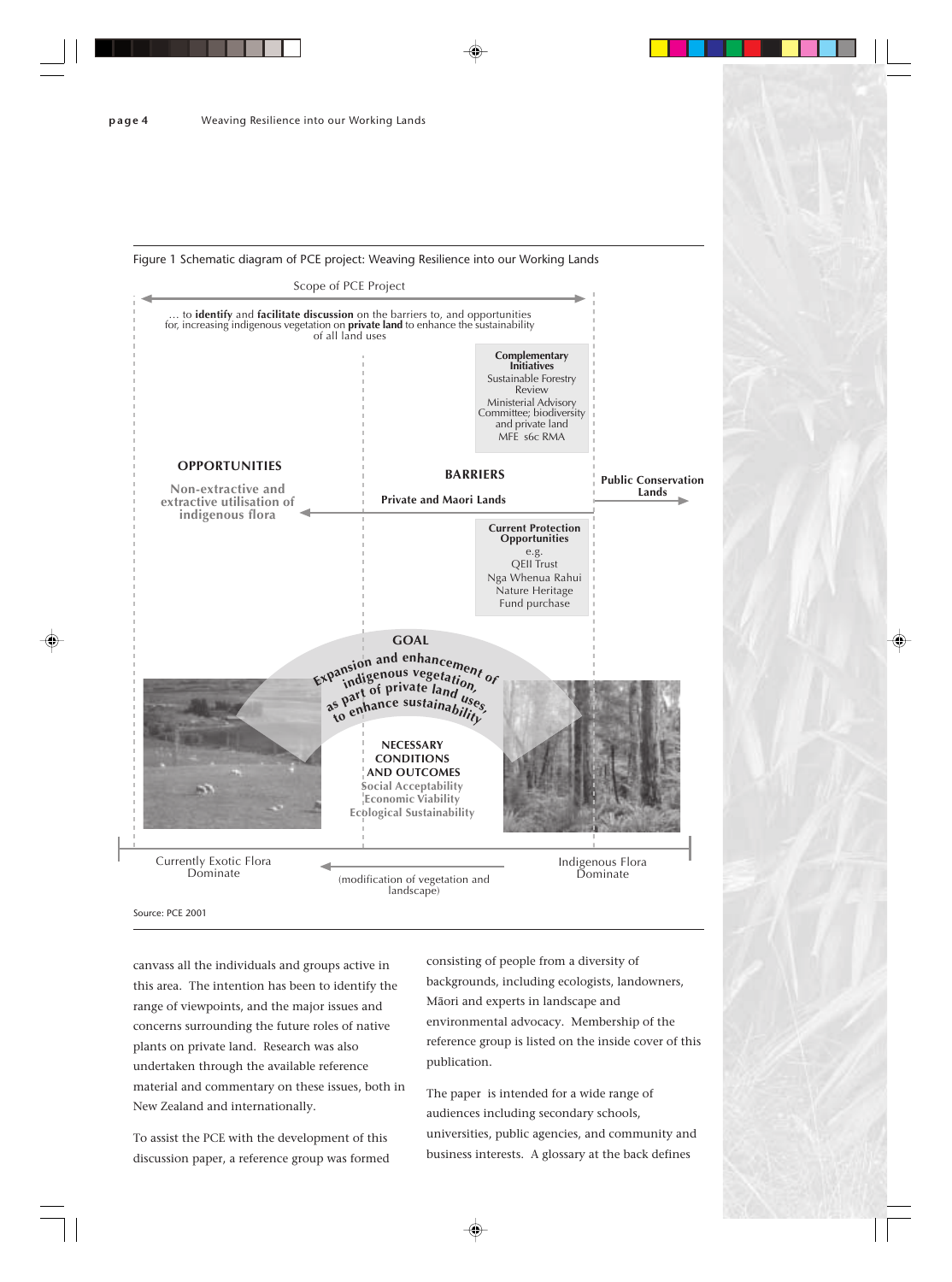Figure 1 Schematic diagram of PCE project: Weaving Resilience into our Working Lands

Scope of PCE Project

… to **identify** and **facilitate discussion** on the barriers to, and opportunities for, increasing indigenous vegetation on **private land** to enhance the sustainability of all land uses

**Complementary Initiatives**
Sustainable Forestry Review
Ministerial Advisory Committee; biodiversity and private land
MFE s6c RMA

**OPPORTUNITIES**
Non-extractive and extractive utilisation of indigenous flora

**BARRIERS**
**Private and Maori Lands**

**Public Conservation Lands**

**Current Protection Opportunities**
e.g.
QEII Trust
Nga Whenua Rahui
Nature Heritage Fund purchase

**GOAL**
Expansion and enhancement of indigenous vegetation, as part of private land uses, to enhance sustainability

**NECESSARY CONDITIONS AND OUTCOMES**
Social Acceptability
Economic Viability
Ecological Sustainability

Currently Exotic Flora Dominate — (modification of vegetation and landscape) — Indigenous Flora Dominate

Source: PCE 2001

canvass all the individuals and groups active in this area. The intention has been to identify the range of viewpoints, and the major issues and concerns surrounding the future roles of native plants on private land. Research was also undertaken through the available reference material and commentary on these issues, both in New Zealand and internationally.

To assist the PCE with the development of this discussion paper, a reference group was formed consisting of people from a diversity of backgrounds, including ecologists, landowners, Māori and experts in landscape and environmental advocacy. Membership of the reference group is listed on the inside cover of this publication.

The paper is intended for a wide range of audiences including secondary schools, universities, public agencies, and community and business interests. A glossary at the back defines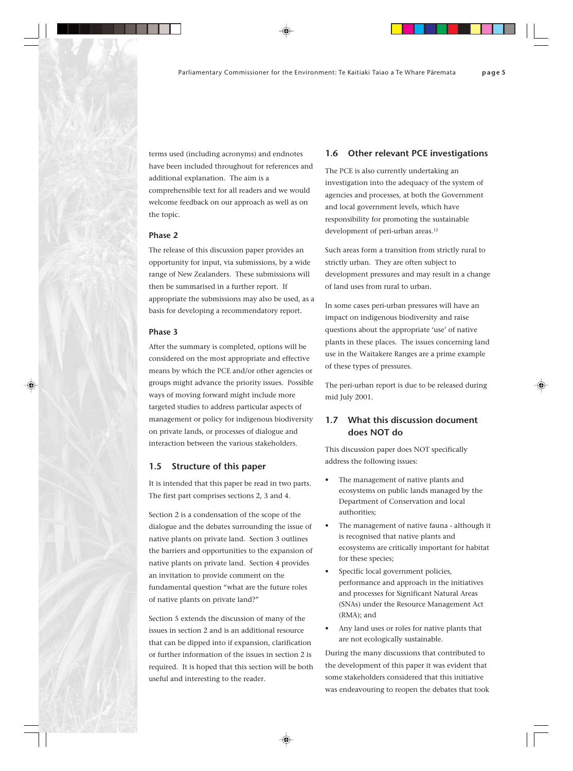terms used (including acronyms) and endnotes have been included throughout for references and additional explanation. The aim is a comprehensible text for all readers and we would welcome feedback on our approach as well as on the topic.

### Phase 2

The release of this discussion paper provides an opportunity for input, via submissions, by a wide range of New Zealanders. These submissions will then be summarised in a further report. If appropriate the submissions may also be used, as a basis for developing a recommendatory report.

### Phase 3

After the summary is completed, options will be considered on the most appropriate and effective means by which the PCE and/or other agencies or groups might advance the priority issues. Possible ways of moving forward might include more targeted studies to address particular aspects of management or policy for indigenous biodiversity on private lands, or processes of dialogue and interaction between the various stakeholders.

## 1.5 Structure of this paper

It is intended that this paper be read in two parts. The first part comprises sections 2, 3 and 4.

Section 2 is a condensation of the scope of the dialogue and the debates surrounding the issue of native plants on private land. Section 3 outlines the barriers and opportunities to the expansion of native plants on private land. Section 4 provides an invitation to provide comment on the fundamental question "what are the future roles of native plants on private land?"

Section 5 extends the discussion of many of the issues in section 2 and is an additional resource that can be dipped into if expansion, clarification or further information of the issues in section 2 is required. It is hoped that this section will be both useful and interesting to the reader.

## 1.6 Other relevant PCE investigations

The PCE is also currently undertaking an investigation into the adequacy of the system of agencies and processes, at both the Government and local government levels, which have responsibility for promoting the sustainable development of peri-urban areas.[12]

Such areas form a transition from strictly rural to strictly urban. They are often subject to development pressures and may result in a change of land uses from rural to urban.

In some cases peri-urban pressures will have an impact on indigenous biodiversity and raise questions about the appropriate 'use' of native plants in these places. The issues concerning land use in the Waitakere Ranges are a prime example of these types of pressures.

The peri-urban report is due to be released during mid July 2001.

## 1.7 What this discussion document does NOT do

This discussion paper does NOT specifically address the following issues:

- The management of native plants and ecosystems on public lands managed by the Department of Conservation and local authorities;
- The management of native fauna - although it is recognised that native plants and ecosystems are critically important for habitat for these species;
- Specific local government policies, performance and approach in the initiatives and processes for Significant Natural Areas (SNAs) under the Resource Management Act (RMA); and
- Any land uses or roles for native plants that are not ecologically sustainable.

During the many discussions that contributed to the development of this paper it was evident that some stakeholders considered that this initiative was endeavouring to reopen the debates that took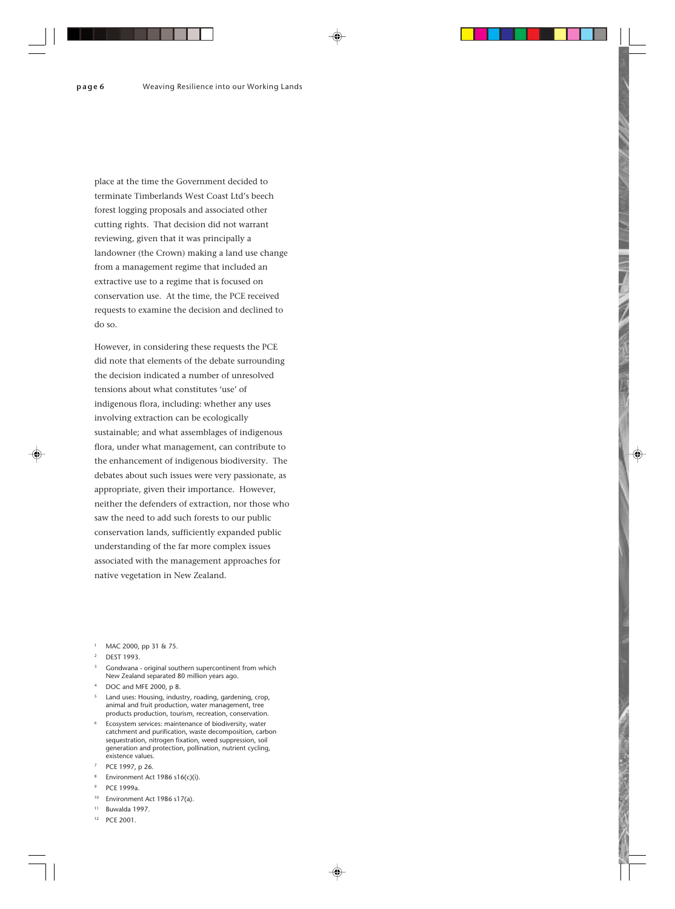place at the time the Government decided to terminate Timberlands West Coast Ltd's beech forest logging proposals and associated other cutting rights. That decision did not warrant reviewing, given that it was principally a landowner (the Crown) making a land use change from a management regime that included an extractive use to a regime that is focused on conservation use. At the time, the PCE received requests to examine the decision and declined to do so.

However, in considering these requests the PCE did note that elements of the debate surrounding the decision indicated a number of unresolved tensions about what constitutes 'use' of indigenous flora, including: whether any uses involving extraction can be ecologically sustainable; and what assemblages of indigenous flora, under what management, can contribute to the enhancement of indigenous biodiversity. The debates about such issues were very passionate, as appropriate, given their importance. However, neither the defenders of extraction, nor those who saw the need to add such forests to our public conservation lands, sufficiently expanded public understanding of the far more complex issues associated with the management approaches for native vegetation in New Zealand.

[1] MAC 2000, pp 31 & 75.

[2] DEST 1993.

[3] Gondwana - original southern supercontinent from which New Zealand separated 80 million years ago.

[4] DOC and MFE 2000, p 8.

[5] Land uses: Housing, industry, roading, gardening, crop, animal and fruit production, water management, tree products production, tourism, recreation, conservation.

[6] Ecosystem services: maintenance of biodiversity, water catchment and purification, waste decomposition, carbon sequestration, nitrogen fixation, weed suppression, soil generation and protection, pollination, nutrient cycling, existence values.

[7] PCE 1997, p 26.

[8] Environment Act 1986 s16(c)(i).

[9] PCE 1999a.

[10] Environment Act 1986 s17(a).

[11] Buwalda 1997.

[12] PCE 2001.